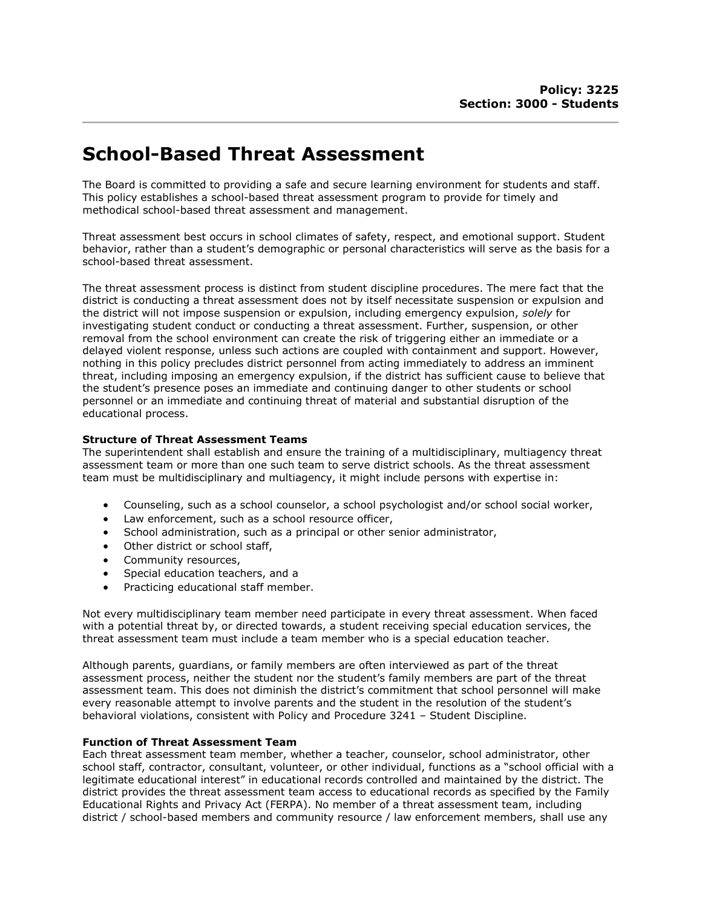**Policy: 3225**
**Section: 3000 - Students**

# School-Based Threat Assessment

The Board is committed to providing a safe and secure learning environment for students and staff. This policy establishes a school-based threat assessment program to provide for timely and methodical school-based threat assessment and management.

Threat assessment best occurs in school climates of safety, respect, and emotional support. Student behavior, rather than a student's demographic or personal characteristics will serve as the basis for a school-based threat assessment.

The threat assessment process is distinct from student discipline procedures. The mere fact that the district is conducting a threat assessment does not by itself necessitate suspension or expulsion and the district will not impose suspension or expulsion, including emergency expulsion, *solely* for investigating student conduct or conducting a threat assessment. Further, suspension, or other removal from the school environment can create the risk of triggering either an immediate or a delayed violent response, unless such actions are coupled with containment and support. However, nothing in this policy precludes district personnel from acting immediately to address an imminent threat, including imposing an emergency expulsion, if the district has sufficient cause to believe that the student's presence poses an immediate and continuing danger to other students or school personnel or an immediate and continuing threat of material and substantial disruption of the educational process.

**Structure of Threat Assessment Teams**

The superintendent shall establish and ensure the training of a multidisciplinary, multiagency threat assessment team or more than one such team to serve district schools. As the threat assessment team must be multidisciplinary and multiagency, it might include persons with expertise in:

- Counseling, such as a school counselor, a school psychologist and/or school social worker,
- Law enforcement, such as a school resource officer,
- School administration, such as a principal or other senior administrator,
- Other district or school staff,
- Community resources,
- Special education teachers, and a
- Practicing educational staff member.

Not every multidisciplinary team member need participate in every threat assessment. When faced with a potential threat by, or directed towards, a student receiving special education services, the threat assessment team must include a team member who is a special education teacher.

Although parents, guardians, or family members are often interviewed as part of the threat assessment process, neither the student nor the student's family members are part of the threat assessment team. This does not diminish the district's commitment that school personnel will make every reasonable attempt to involve parents and the student in the resolution of the student's behavioral violations, consistent with Policy and Procedure 3241 – Student Discipline.

**Function of Threat Assessment Team**

Each threat assessment team member, whether a teacher, counselor, school administrator, other school staff, contractor, consultant, volunteer, or other individual, functions as a "school official with a legitimate educational interest" in educational records controlled and maintained by the district. The district provides the threat assessment team access to educational records as specified by the Family Educational Rights and Privacy Act (FERPA). No member of a threat assessment team, including district / school-based members and community resource / law enforcement members, shall use any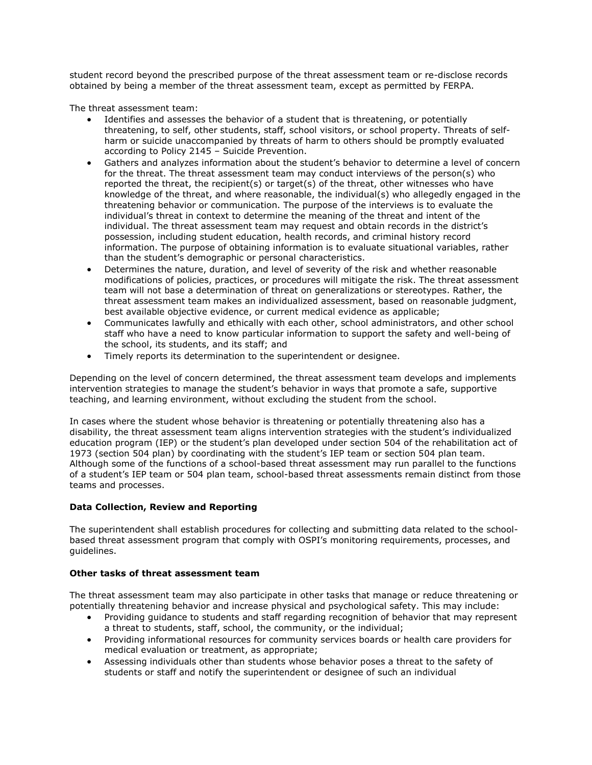student record beyond the prescribed purpose of the threat assessment team or re-disclose records obtained by being a member of the threat assessment team, except as permitted by FERPA.

The threat assessment team:

- Identifies and assesses the behavior of a student that is threatening, or potentially threatening, to self, other students, staff, school visitors, or school property. Threats of self-harm or suicide unaccompanied by threats of harm to others should be promptly evaluated according to Policy 2145 – Suicide Prevention.
- Gathers and analyzes information about the student's behavior to determine a level of concern for the threat. The threat assessment team may conduct interviews of the person(s) who reported the threat, the recipient(s) or target(s) of the threat, other witnesses who have knowledge of the threat, and where reasonable, the individual(s) who allegedly engaged in the threatening behavior or communication. The purpose of the interviews is to evaluate the individual's threat in context to determine the meaning of the threat and intent of the individual. The threat assessment team may request and obtain records in the district's possession, including student education, health records, and criminal history record information. The purpose of obtaining information is to evaluate situational variables, rather than the student's demographic or personal characteristics.
- Determines the nature, duration, and level of severity of the risk and whether reasonable modifications of policies, practices, or procedures will mitigate the risk. The threat assessment team will not base a determination of threat on generalizations or stereotypes. Rather, the threat assessment team makes an individualized assessment, based on reasonable judgment, best available objective evidence, or current medical evidence as applicable;
- Communicates lawfully and ethically with each other, school administrators, and other school staff who have a need to know particular information to support the safety and well-being of the school, its students, and its staff; and
- Timely reports its determination to the superintendent or designee.

Depending on the level of concern determined, the threat assessment team develops and implements intervention strategies to manage the student's behavior in ways that promote a safe, supportive teaching, and learning environment, without excluding the student from the school.

In cases where the student whose behavior is threatening or potentially threatening also has a disability, the threat assessment team aligns intervention strategies with the student's individualized education program (IEP) or the student's plan developed under section 504 of the rehabilitation act of 1973 (section 504 plan) by coordinating with the student's IEP team or section 504 plan team. Although some of the functions of a school-based threat assessment may run parallel to the functions of a student's IEP team or 504 plan team, school-based threat assessments remain distinct from those teams and processes.

**Data Collection, Review and Reporting**

The superintendent shall establish procedures for collecting and submitting data related to the school-based threat assessment program that comply with OSPI's monitoring requirements, processes, and guidelines.

**Other tasks of threat assessment team**

The threat assessment team may also participate in other tasks that manage or reduce threatening or potentially threatening behavior and increase physical and psychological safety. This may include:

- Providing guidance to students and staff regarding recognition of behavior that may represent a threat to students, staff, school, the community, or the individual;
- Providing informational resources for community services boards or health care providers for medical evaluation or treatment, as appropriate;
- Assessing individuals other than students whose behavior poses a threat to the safety of students or staff and notify the superintendent or designee of such an individual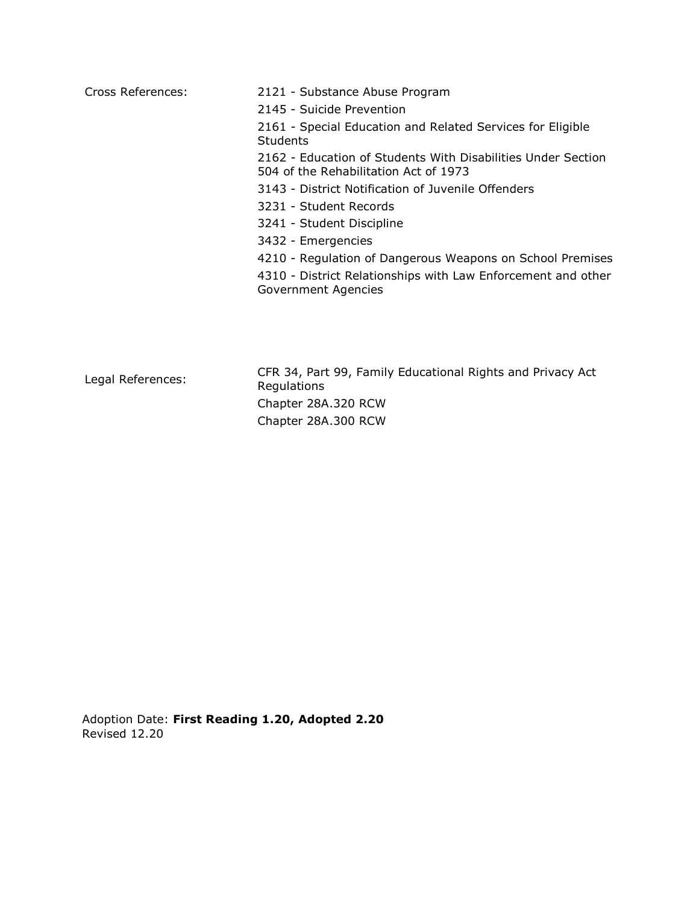Cross References:

2121 - Substance Abuse Program
2145 - Suicide Prevention
2161 - Special Education and Related Services for Eligible Students
2162 - Education of Students With Disabilities Under Section 504 of the Rehabilitation Act of 1973
3143 - District Notification of Juvenile Offenders
3231 - Student Records
3241 - Student Discipline
3432 - Emergencies
4210 - Regulation of Dangerous Weapons on School Premises
4310 - District Relationships with Law Enforcement and other Government Agencies

Legal References:

CFR 34, Part 99, Family Educational Rights and Privacy Act Regulations
Chapter 28A.320 RCW
Chapter 28A.300 RCW

Adoption Date: **First Reading 1.20, Adopted 2.20**
Revised 12.20